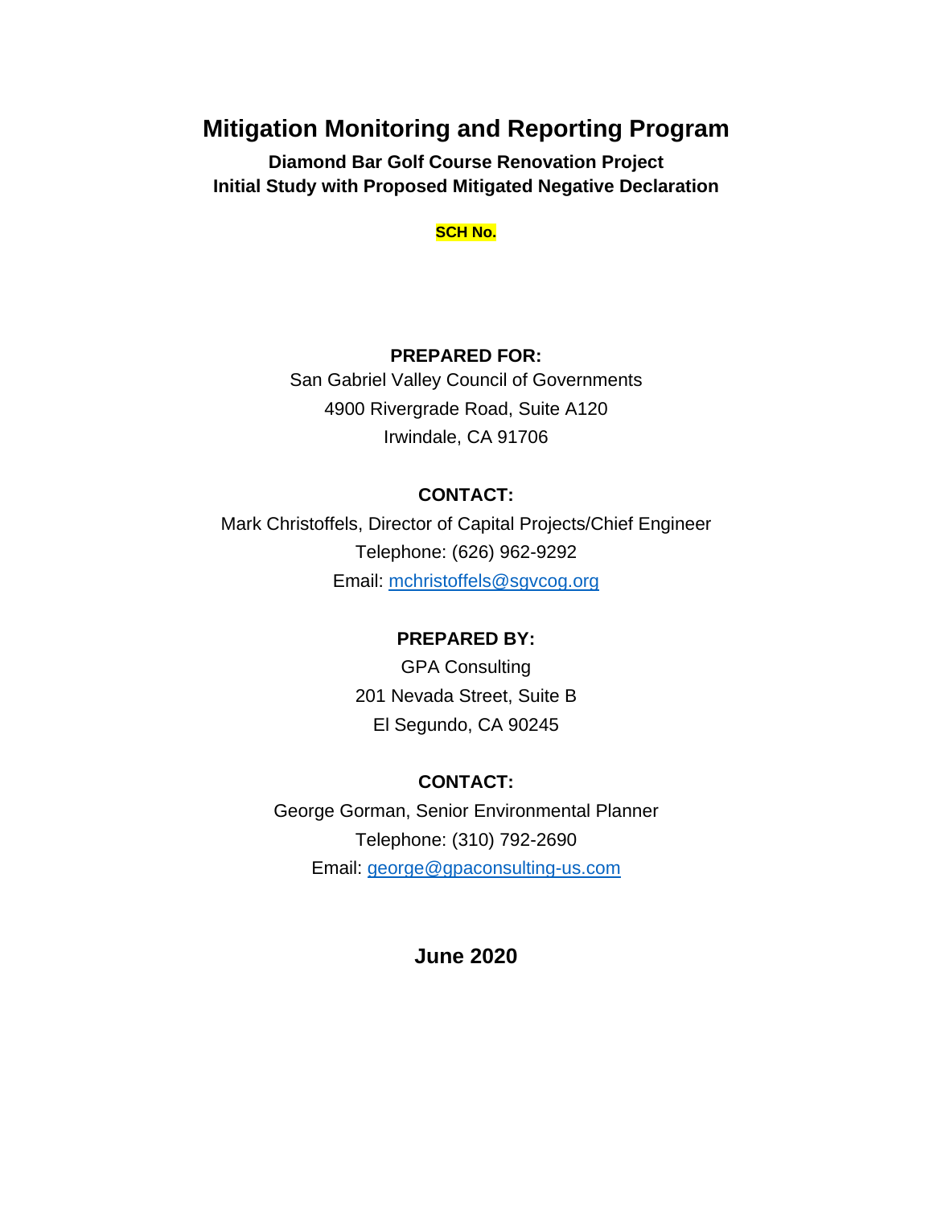# Mitigation Monitoring and Reporting Program

**Diamond Bar Golf Course Renovation Project**
**Initial Study with Proposed Mitigated Negative Declaration**

**SCH No.**

**PREPARED FOR:**

San Gabriel Valley Council of Governments
4900 Rivergrade Road, Suite A120
Irwindale, CA 91706

**CONTACT:**

Mark Christoffels, Director of Capital Projects/Chief Engineer
Telephone: (626) 962-9292
Email: mchristoffels@sgvcog.org

**PREPARED BY:**

GPA Consulting
201 Nevada Street, Suite B
El Segundo, CA 90245

**CONTACT:**

George Gorman, Senior Environmental Planner
Telephone: (310) 792-2690
Email: george@gpaconsulting-us.com

**June 2020**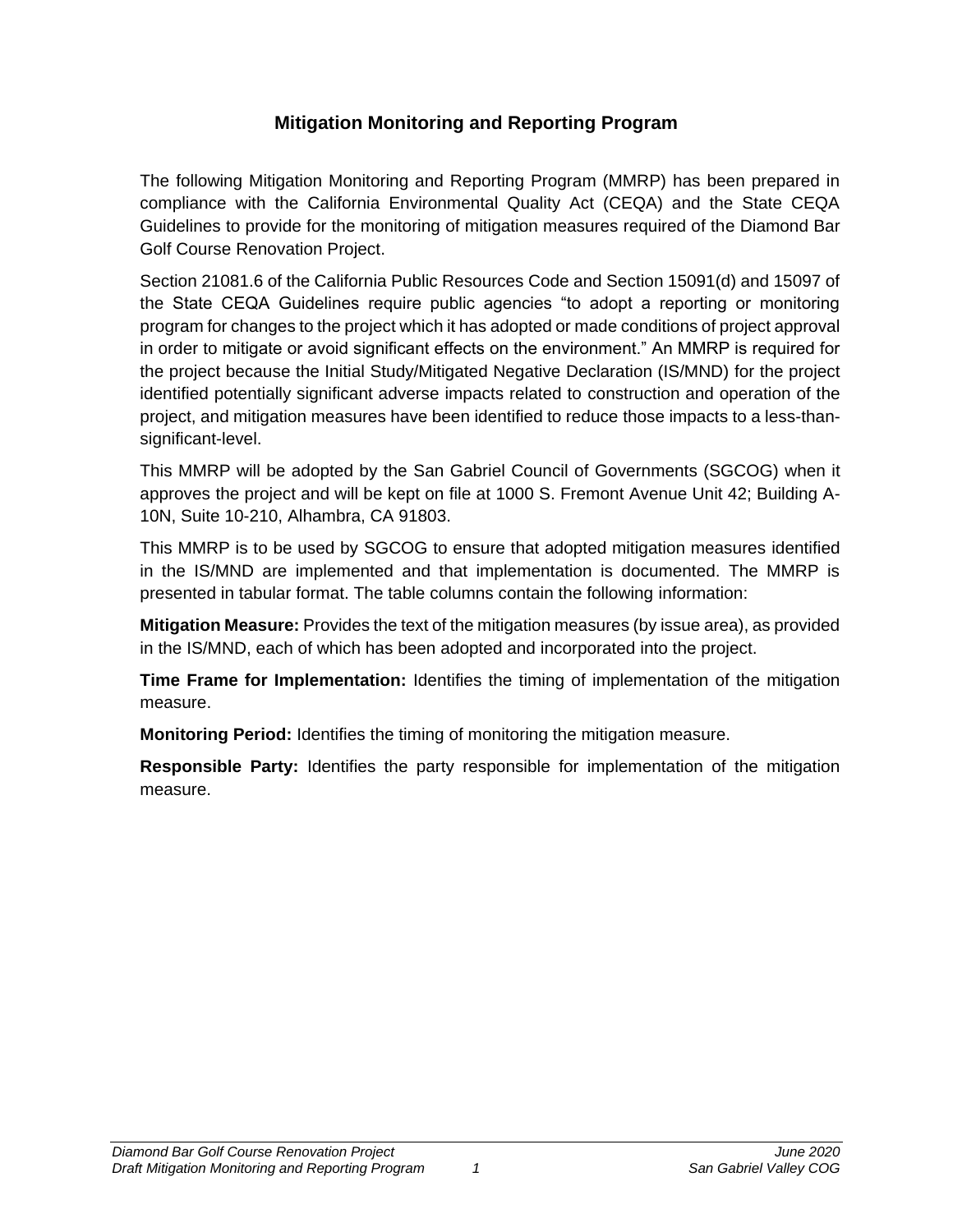# Mitigation Monitoring and Reporting Program

The following Mitigation Monitoring and Reporting Program (MMRP) has been prepared in compliance with the California Environmental Quality Act (CEQA) and the State CEQA Guidelines to provide for the monitoring of mitigation measures required of the Diamond Bar Golf Course Renovation Project.

Section 21081.6 of the California Public Resources Code and Section 15091(d) and 15097 of the State CEQA Guidelines require public agencies "to adopt a reporting or monitoring program for changes to the project which it has adopted or made conditions of project approval in order to mitigate or avoid significant effects on the environment." An MMRP is required for the project because the Initial Study/Mitigated Negative Declaration (IS/MND) for the project identified potentially significant adverse impacts related to construction and operation of the project, and mitigation measures have been identified to reduce those impacts to a less-than-significant-level.

This MMRP will be adopted by the San Gabriel Council of Governments (SGCOG) when it approves the project and will be kept on file at 1000 S. Fremont Avenue Unit 42; Building A-10N, Suite 10-210, Alhambra, CA 91803.

This MMRP is to be used by SGCOG to ensure that adopted mitigation measures identified in the IS/MND are implemented and that implementation is documented. The MMRP is presented in tabular format. The table columns contain the following information:

**Mitigation Measure:** Provides the text of the mitigation measures (by issue area), as provided in the IS/MND, each of which has been adopted and incorporated into the project.

**Time Frame for Implementation:** Identifies the timing of implementation of the mitigation measure.

**Monitoring Period:** Identifies the timing of monitoring the mitigation measure.

**Responsible Party:** Identifies the party responsible for implementation of the mitigation measure.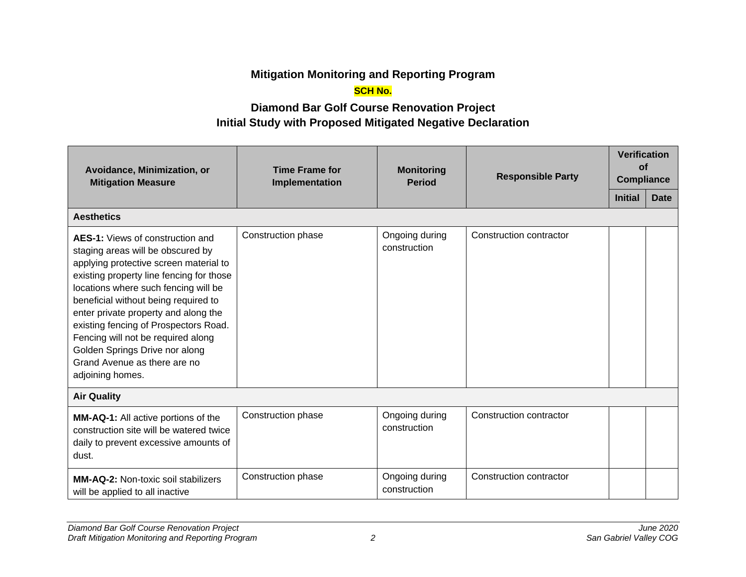**Mitigation Monitoring and Reporting Program**

**SCH No.**

**Diamond Bar Golf Course Renovation Project**
**Initial Study with Proposed Mitigated Negative Declaration**

| Avoidance, Minimization, or Mitigation Measure | Time Frame for Implementation | Monitoring Period | Responsible Party | Verification of Compliance | |
|---|---|---|---|---|---|
| | | | | Initial | Date |
| **Aesthetics** | | | | | |
| **AES-1:** Views of construction and staging areas will be obscured by applying protective screen material to existing property line fencing for those locations where such fencing will be beneficial without being required to enter private property and along the existing fencing of Prospectors Road. Fencing will not be required along Golden Springs Drive nor along Grand Avenue as there are no adjoining homes. | Construction phase | Ongoing during construction | Construction contractor | | |
| **Air Quality** | | | | | |
| **MM-AQ-1:** All active portions of the construction site will be watered twice daily to prevent excessive amounts of dust. | Construction phase | Ongoing during construction | Construction contractor | | |
| **MM-AQ-2:** Non-toxic soil stabilizers will be applied to all inactive | Construction phase | Ongoing during construction | Construction contractor | | |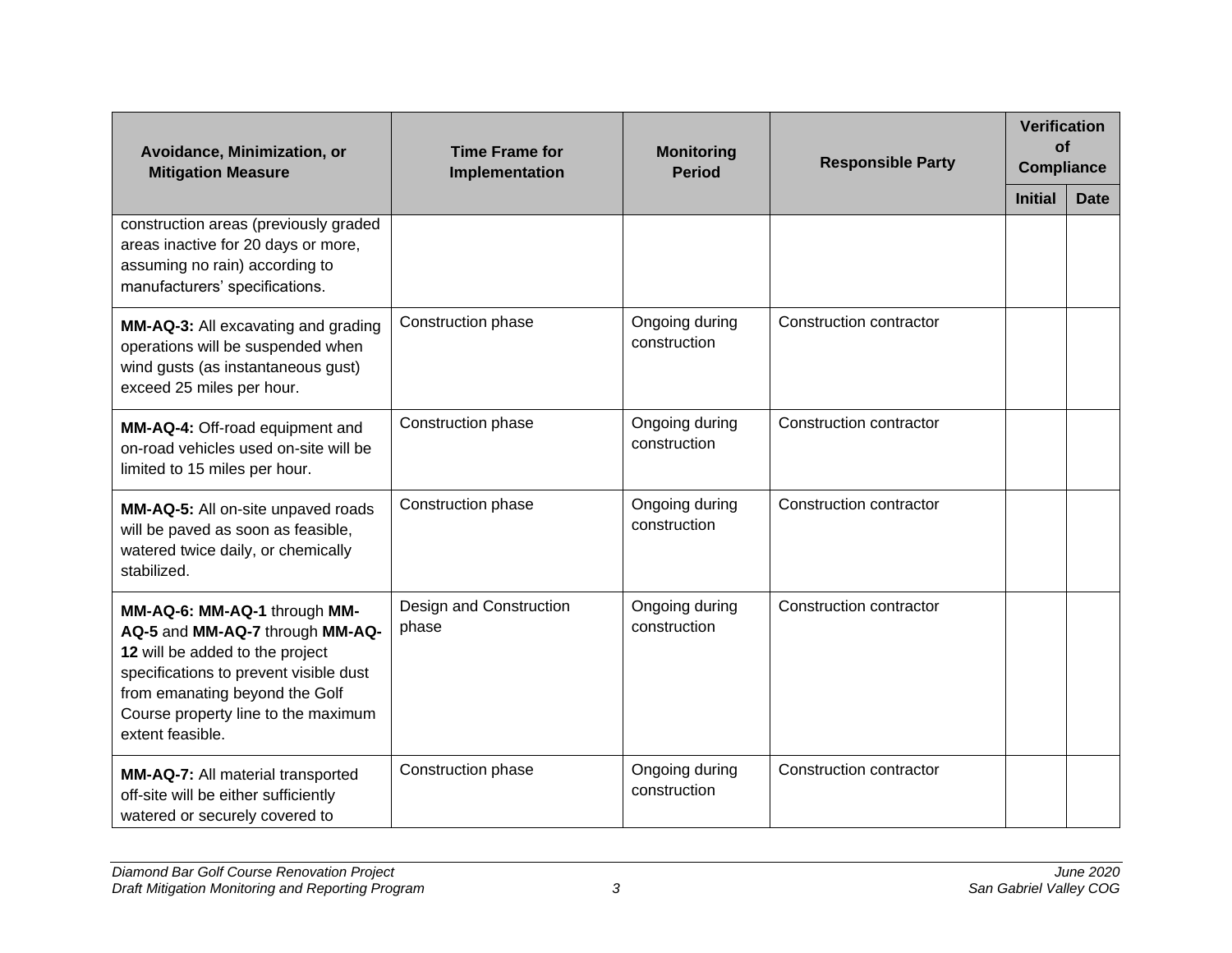| Avoidance, Minimization, or Mitigation Measure | Time Frame for Implementation | Monitoring Period | Responsible Party | Verification of Compliance | |
|---|---|---|---|---|---|
| | | | | Initial | Date |
| construction areas (previously graded areas inactive for 20 days or more, assuming no rain) according to manufacturers' specifications. | | | | | |
| **MM-AQ-3:** All excavating and grading operations will be suspended when wind gusts (as instantaneous gust) exceed 25 miles per hour. | Construction phase | Ongoing during construction | Construction contractor | | |
| **MM-AQ-4:** Off-road equipment and on-road vehicles used on-site will be limited to 15 miles per hour. | Construction phase | Ongoing during construction | Construction contractor | | |
| **MM-AQ-5:** All on-site unpaved roads will be paved as soon as feasible, watered twice daily, or chemically stabilized. | Construction phase | Ongoing during construction | Construction contractor | | |
| **MM-AQ-6: MM-AQ-1** through **MM-AQ-5** and **MM-AQ-7** through **MM-AQ-12** will be added to the project specifications to prevent visible dust from emanating beyond the Golf Course property line to the maximum extent feasible. | Design and Construction phase | Ongoing during construction | Construction contractor | | |
| **MM-AQ-7:** All material transported off-site will be either sufficiently watered or securely covered to | Construction phase | Ongoing during construction | Construction contractor | | |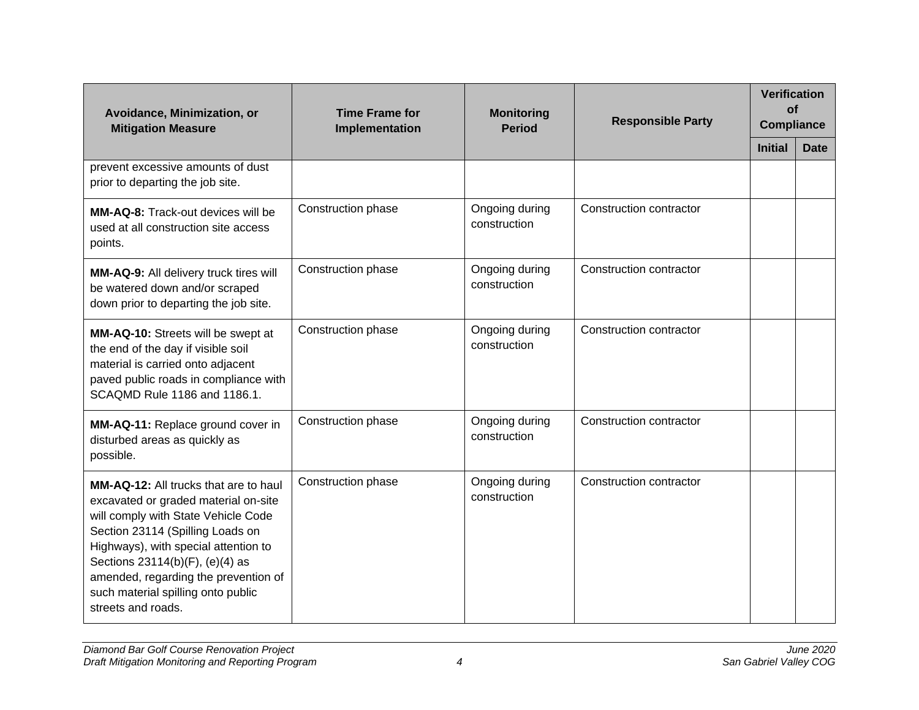| Avoidance, Minimization, or Mitigation Measure | Time Frame for Implementation | Monitoring Period | Responsible Party | Verification of Compliance | |
|---|---|---|---|---|---|
| | | | | Initial | Date |
| prevent excessive amounts of dust prior to departing the job site. | | | | | |
| **MM-AQ-8:** Track-out devices will be used at all construction site access points. | Construction phase | Ongoing during construction | Construction contractor | | |
| **MM-AQ-9:** All delivery truck tires will be watered down and/or scraped down prior to departing the job site. | Construction phase | Ongoing during construction | Construction contractor | | |
| **MM-AQ-10:** Streets will be swept at the end of the day if visible soil material is carried onto adjacent paved public roads in compliance with SCAQMD Rule 1186 and 1186.1. | Construction phase | Ongoing during construction | Construction contractor | | |
| **MM-AQ-11:** Replace ground cover in disturbed areas as quickly as possible. | Construction phase | Ongoing during construction | Construction contractor | | |
| **MM-AQ-12:** All trucks that are to haul excavated or graded material on-site will comply with State Vehicle Code Section 23114 (Spilling Loads on Highways), with special attention to Sections 23114(b)(F), (e)(4) as amended, regarding the prevention of such material spilling onto public streets and roads. | Construction phase | Ongoing during construction | Construction contractor | | |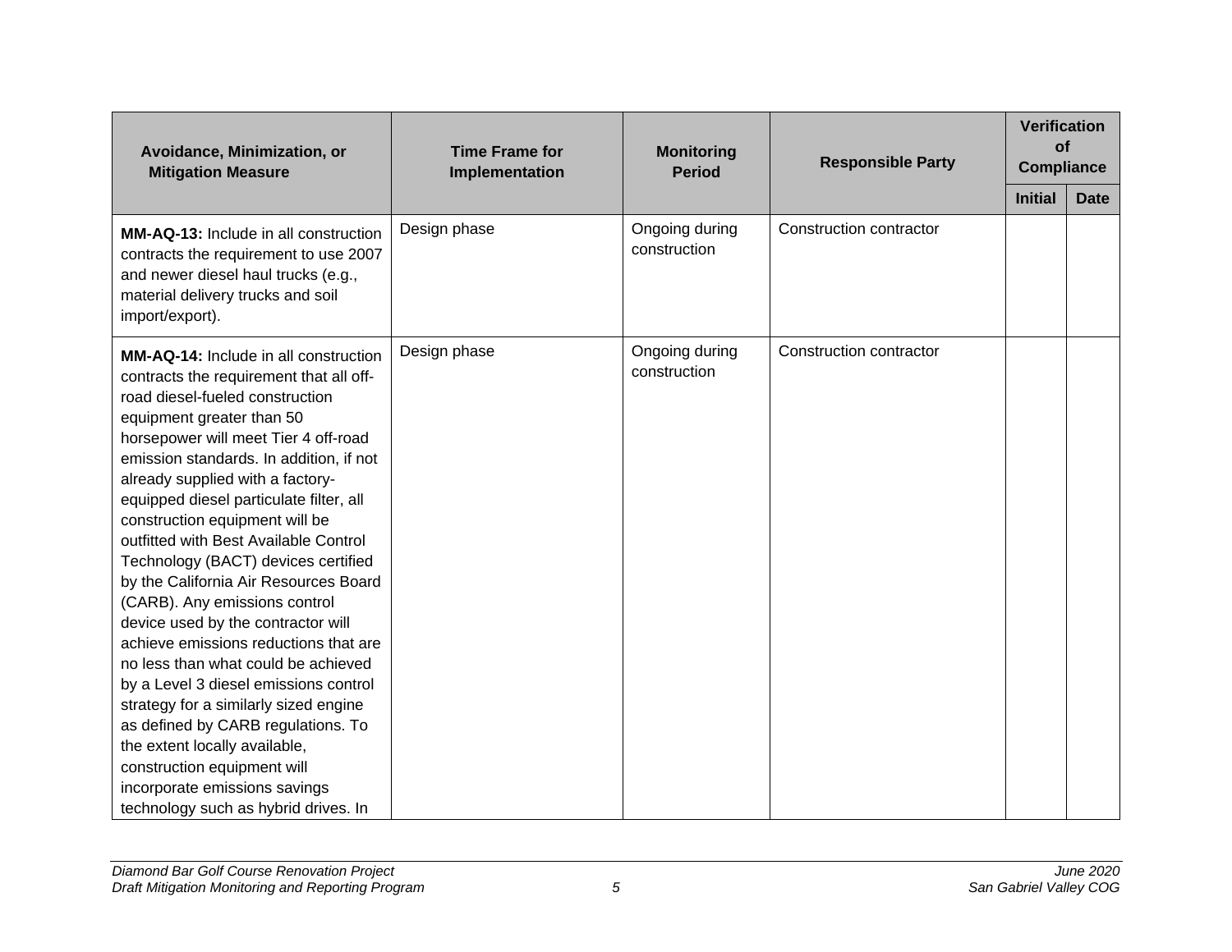| Avoidance, Minimization, or Mitigation Measure | Time Frame for Implementation | Monitoring Period | Responsible Party | Verification of Compliance | |
|---|---|---|---|---|---|
| | | | | Initial | Date |
| **MM-AQ-13:** Include in all construction contracts the requirement to use 2007 and newer diesel haul trucks (e.g., material delivery trucks and soil import/export). | Design phase | Ongoing during construction | Construction contractor | | |
| **MM-AQ-14:** Include in all construction contracts the requirement that all off-road diesel-fueled construction equipment greater than 50 horsepower will meet Tier 4 off-road emission standards. In addition, if not already supplied with a factory-equipped diesel particulate filter, all construction equipment will be outfitted with Best Available Control Technology (BACT) devices certified by the California Air Resources Board (CARB). Any emissions control device used by the contractor will achieve emissions reductions that are no less than what could be achieved by a Level 3 diesel emissions control strategy for a similarly sized engine as defined by CARB regulations. To the extent locally available, construction equipment will incorporate emissions savings technology such as hybrid drives. In | Design phase | Ongoing during construction | Construction contractor | | |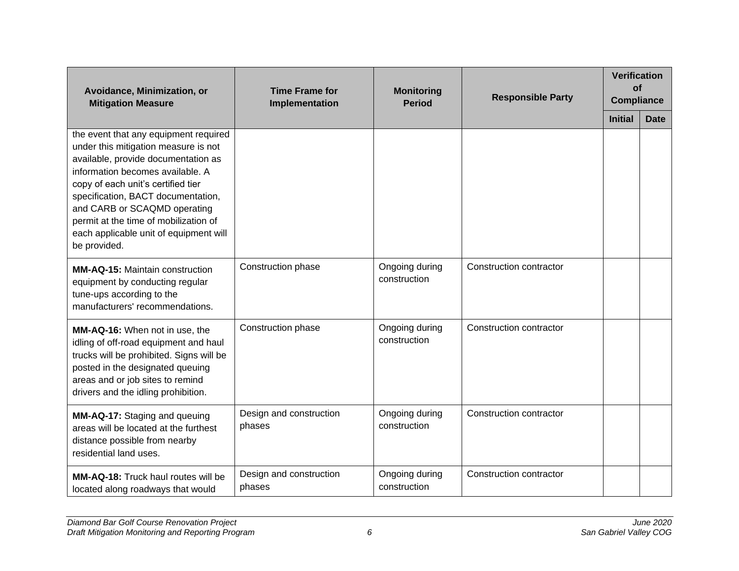| Avoidance, Minimization, or Mitigation Measure | Time Frame for Implementation | Monitoring Period | Responsible Party | Verification of Compliance | |
|---|---|---|---|---|---|
| | | | | Initial | Date |
| the event that any equipment required under this mitigation measure is not available, provide documentation as information becomes available. A copy of each unit's certified tier specification, BACT documentation, and CARB or SCAQMD operating permit at the time of mobilization of each applicable unit of equipment will be provided. | | | | | |
| **MM-AQ-15:** Maintain construction equipment by conducting regular tune-ups according to the manufacturers' recommendations. | Construction phase | Ongoing during construction | Construction contractor | | |
| **MM-AQ-16:** When not in use, the idling of off-road equipment and haul trucks will be prohibited. Signs will be posted in the designated queuing areas and or job sites to remind drivers and the idling prohibition. | Construction phase | Ongoing during construction | Construction contractor | | |
| **MM-AQ-17:** Staging and queuing areas will be located at the furthest distance possible from nearby residential land uses. | Design and construction phases | Ongoing during construction | Construction contractor | | |
| **MM-AQ-18:** Truck haul routes will be located along roadways that would | Design and construction phases | Ongoing during construction | Construction contractor | | |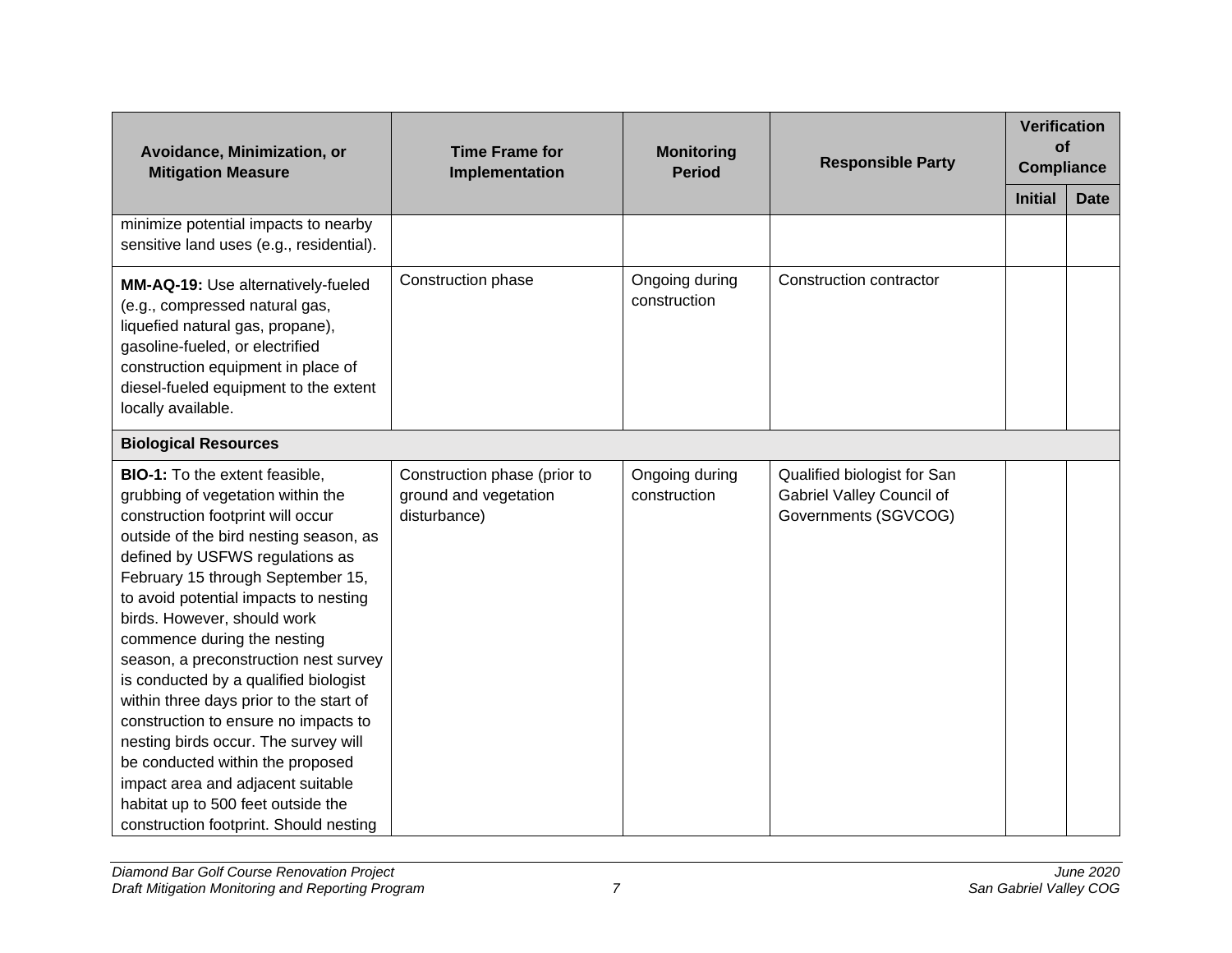| Avoidance, Minimization, or Mitigation Measure | Time Frame for Implementation | Monitoring Period | Responsible Party | Verification of Compliance | |
|---|---|---|---|---|---|
| | | | | Initial | Date |
| minimize potential impacts to nearby sensitive land uses (e.g., residential). | | | | | |
| **MM-AQ-19:** Use alternatively-fueled (e.g., compressed natural gas, liquefied natural gas, propane), gasoline-fueled, or electrified construction equipment in place of diesel-fueled equipment to the extent locally available. | Construction phase | Ongoing during construction | Construction contractor | | |
| **Biological Resources** | | | | | |
| **BIO-1:** To the extent feasible, grubbing of vegetation within the construction footprint will occur outside of the bird nesting season, as defined by USFWS regulations as February 15 through September 15, to avoid potential impacts to nesting birds. However, should work commence during the nesting season, a preconstruction nest survey is conducted by a qualified biologist within three days prior to the start of construction to ensure no impacts to nesting birds occur. The survey will be conducted within the proposed impact area and adjacent suitable habitat up to 500 feet outside the construction footprint. Should nesting | Construction phase (prior to ground and vegetation disturbance) | Ongoing during construction | Qualified biologist for San Gabriel Valley Council of Governments (SGVCOG) | | |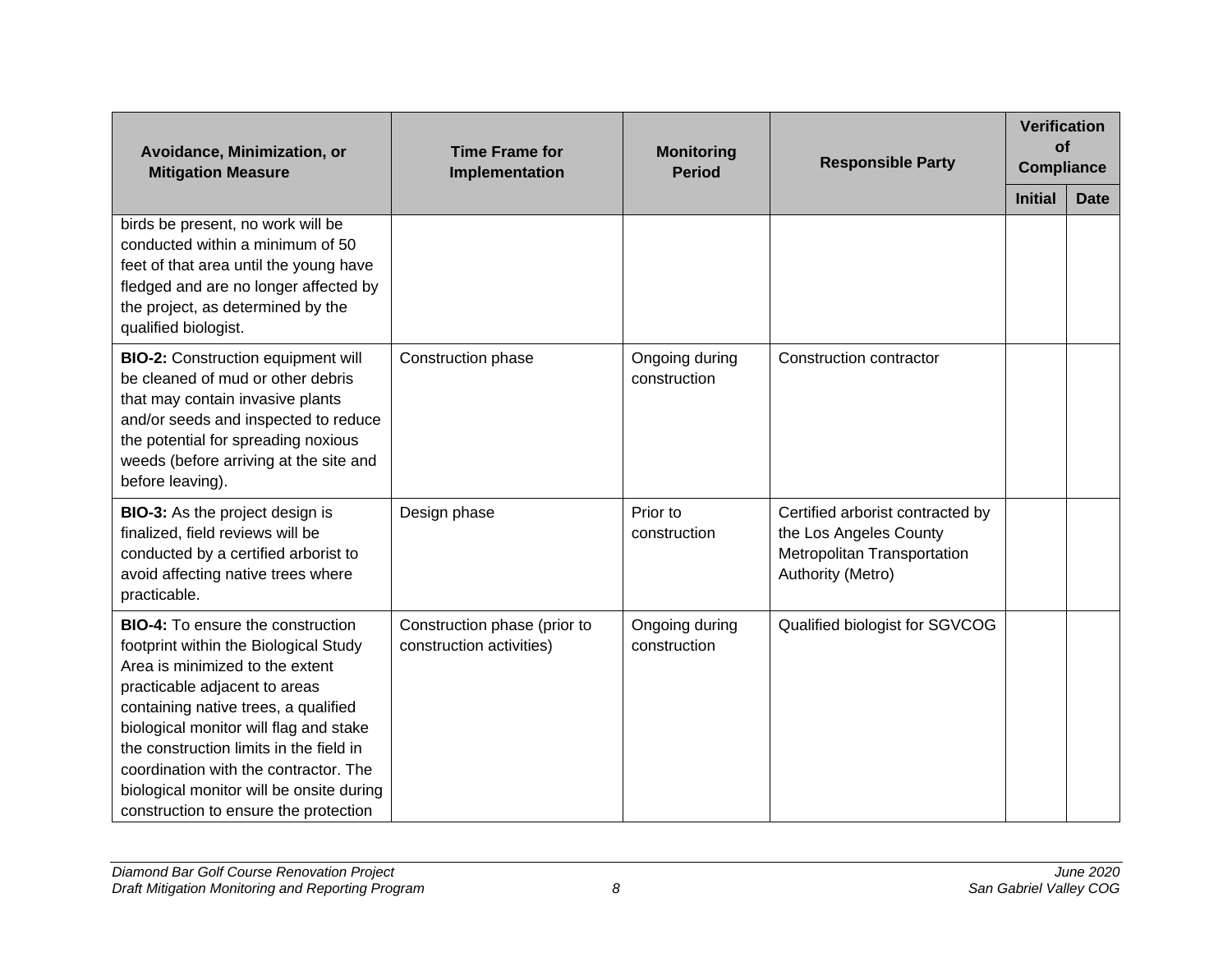| Avoidance, Minimization, or Mitigation Measure | Time Frame for Implementation | Monitoring Period | Responsible Party | Verification of Compliance | |
|---|---|---|---|---|---|
| | | | | Initial | Date |
| birds be present, no work will be conducted within a minimum of 50 feet of that area until the young have fledged and are no longer affected by the project, as determined by the qualified biologist. | | | | | |
| **BIO-2:** Construction equipment will be cleaned of mud or other debris that may contain invasive plants and/or seeds and inspected to reduce the potential for spreading noxious weeds (before arriving at the site and before leaving). | Construction phase | Ongoing during construction | Construction contractor | | |
| **BIO-3:** As the project design is finalized, field reviews will be conducted by a certified arborist to avoid affecting native trees where practicable. | Design phase | Prior to construction | Certified arborist contracted by the Los Angeles County Metropolitan Transportation Authority (Metro) | | |
| **BIO-4:** To ensure the construction footprint within the Biological Study Area is minimized to the extent practicable adjacent to areas containing native trees, a qualified biological monitor will flag and stake the construction limits in the field in coordination with the contractor. The biological monitor will be onsite during construction to ensure the protection | Construction phase (prior to construction activities) | Ongoing during construction | Qualified biologist for SGVCOG | | |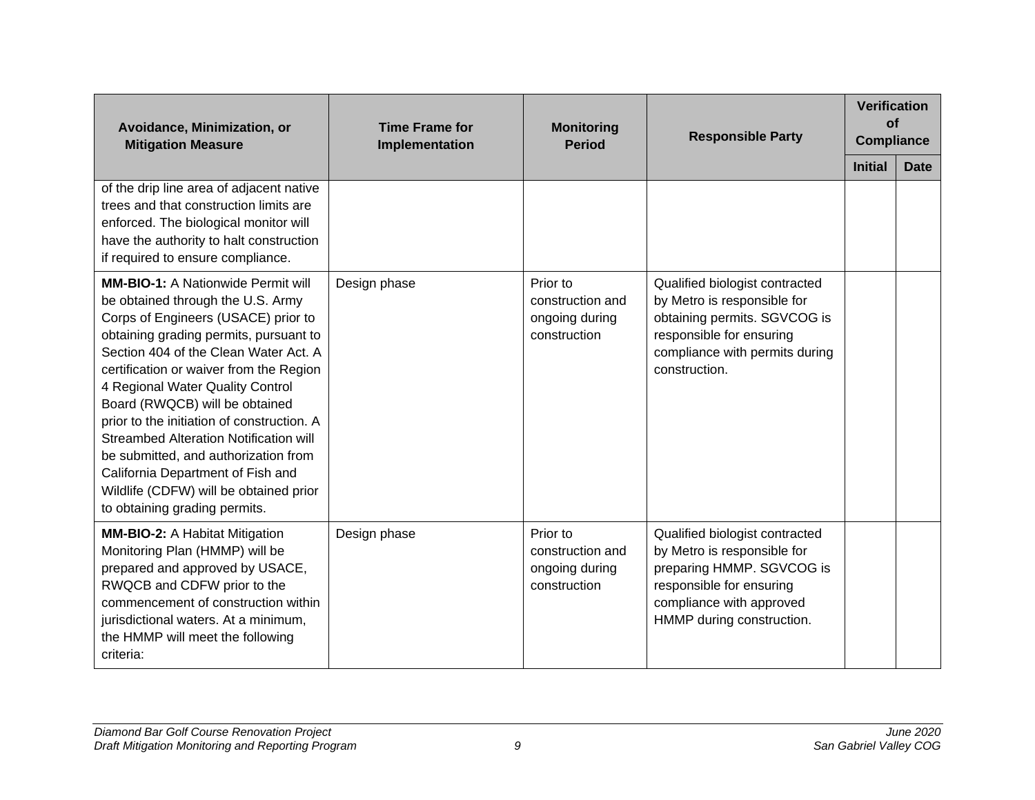| Avoidance, Minimization, or Mitigation Measure | Time Frame for Implementation | Monitoring Period | Responsible Party | Verification of Compliance | |
|---|---|---|---|---|---|
| | | | | Initial | Date |
| of the drip line area of adjacent native trees and that construction limits are enforced. The biological monitor will have the authority to halt construction if required to ensure compliance. | | | | | |
| **MM-BIO-1:** A Nationwide Permit will be obtained through the U.S. Army Corps of Engineers (USACE) prior to obtaining grading permits, pursuant to Section 404 of the Clean Water Act. A certification or waiver from the Region 4 Regional Water Quality Control Board (RWQCB) will be obtained prior to the initiation of construction. A Streambed Alteration Notification will be submitted, and authorization from California Department of Fish and Wildlife (CDFW) will be obtained prior to obtaining grading permits. | Design phase | Prior to construction and ongoing during construction | Qualified biologist contracted by Metro is responsible for obtaining permits. SGVCOG is responsible for ensuring compliance with permits during construction. | | |
| **MM-BIO-2:** A Habitat Mitigation Monitoring Plan (HMMP) will be prepared and approved by USACE, RWQCB and CDFW prior to the commencement of construction within jurisdictional waters. At a minimum, the HMMP will meet the following criteria: | Design phase | Prior to construction and ongoing during construction | Qualified biologist contracted by Metro is responsible for preparing HMMP. SGVCOG is responsible for ensuring compliance with approved HMMP during construction. | | |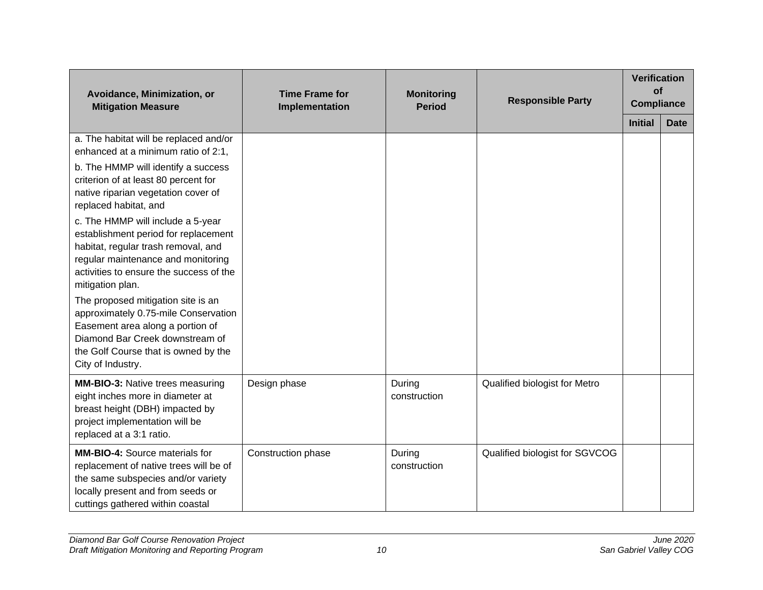| Avoidance, Minimization, or Mitigation Measure | Time Frame for Implementation | Monitoring Period | Responsible Party | Verification of Compliance | |
|---|---|---|---|---|---|
| | | | | Initial | Date |
| a. The habitat will be replaced and/or enhanced at a minimum ratio of 2:1,<br><br>b. The HMMP will identify a success criterion of at least 80 percent for native riparian vegetation cover of replaced habitat, and<br><br>c. The HMMP will include a 5-year establishment period for replacement habitat, regular trash removal, and regular maintenance and monitoring activities to ensure the success of the mitigation plan.<br><br>The proposed mitigation site is an approximately 0.75-mile Conservation Easement area along a portion of Diamond Bar Creek downstream of the Golf Course that is owned by the City of Industry. | | | | | |
| **MM-BIO-3:** Native trees measuring eight inches more in diameter at breast height (DBH) impacted by project implementation will be replaced at a 3:1 ratio. | Design phase | During construction | Qualified biologist for Metro | | |
| **MM-BIO-4:** Source materials for replacement of native trees will be of the same subspecies and/or variety locally present and from seeds or cuttings gathered within coastal | Construction phase | During construction | Qualified biologist for SGVCOG | | |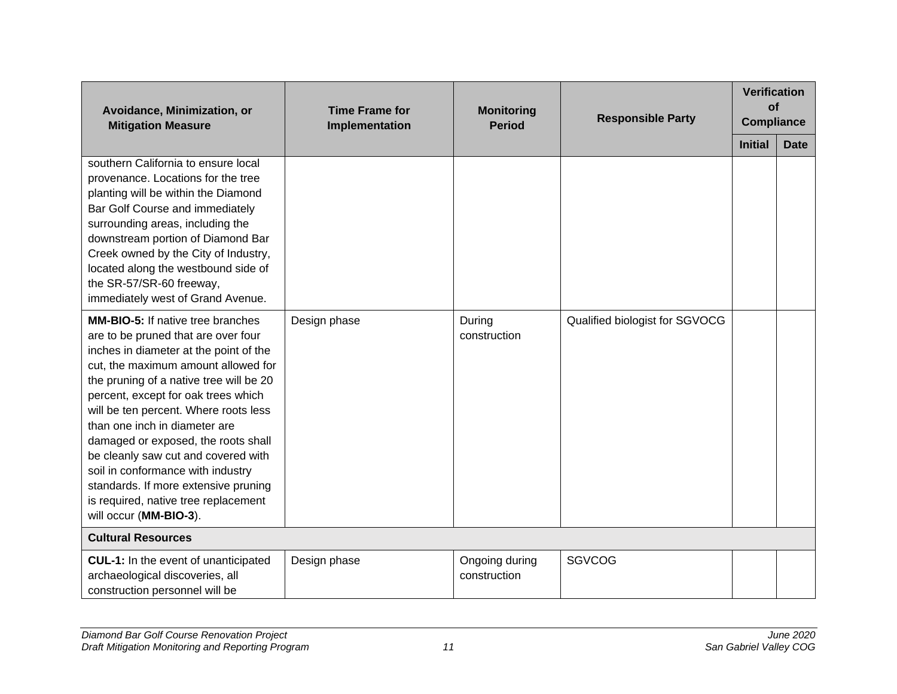| Avoidance, Minimization, or Mitigation Measure | Time Frame for Implementation | Monitoring Period | Responsible Party | Verification of Compliance | |
|---|---|---|---|---|---|
| | | | | Initial | Date |
| southern California to ensure local provenance. Locations for the tree planting will be within the Diamond Bar Golf Course and immediately surrounding areas, including the downstream portion of Diamond Bar Creek owned by the City of Industry, located along the westbound side of the SR-57/SR-60 freeway, immediately west of Grand Avenue. | | | | | |
| **MM-BIO-5:** If native tree branches are to be pruned that are over four inches in diameter at the point of the cut, the maximum amount allowed for the pruning of a native tree will be 20 percent, except for oak trees which will be ten percent. Where roots less than one inch in diameter are damaged or exposed, the roots shall be cleanly saw cut and covered with soil in conformance with industry standards. If more extensive pruning is required, native tree replacement will occur (**MM-BIO-3**). | Design phase | During construction | Qualified biologist for SGVOCG | | |
| **Cultural Resources** | | | | | |
| **CUL-1:** In the event of unanticipated archaeological discoveries, all construction personnel will be | Design phase | Ongoing during construction | SGVCOG | | |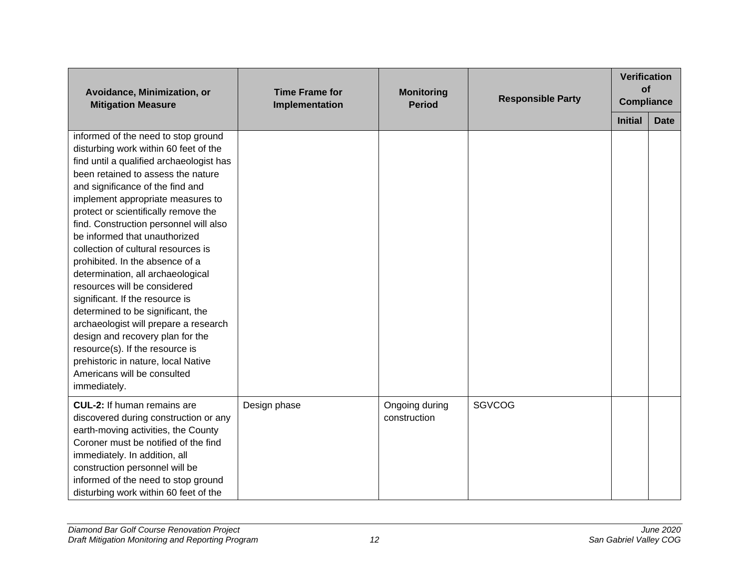| Avoidance, Minimization, or Mitigation Measure | Time Frame for Implementation | Monitoring Period | Responsible Party | Verification of Compliance | |
|---|---|---|---|---|---|
| | | | | Initial | Date |
| informed of the need to stop ground disturbing work within 60 feet of the find until a qualified archaeologist has been retained to assess the nature and significance of the find and implement appropriate measures to protect or scientifically remove the find. Construction personnel will also be informed that unauthorized collection of cultural resources is prohibited. In the absence of a determination, all archaeological resources will be considered significant. If the resource is determined to be significant, the archaeologist will prepare a research design and recovery plan for the resource(s). If the resource is prehistoric in nature, local Native Americans will be consulted immediately. | | | | | |
| **CUL-2:** If human remains are discovered during construction or any earth-moving activities, the County Coroner must be notified of the find immediately. In addition, all construction personnel will be informed of the need to stop ground disturbing work within 60 feet of the | Design phase | Ongoing during construction | SGVCOG | | |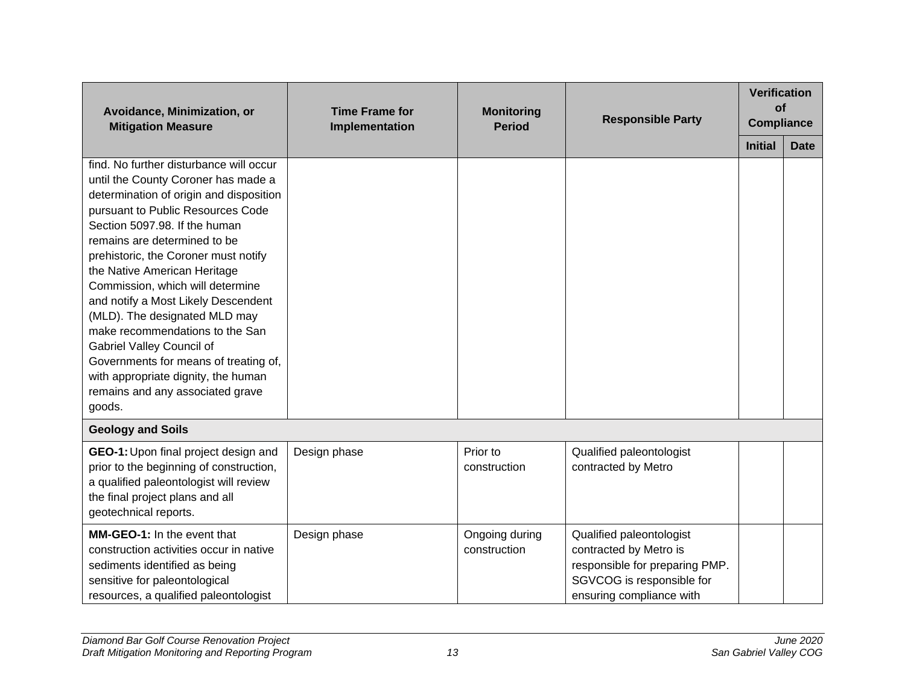| Avoidance, Minimization, or Mitigation Measure | Time Frame for Implementation | Monitoring Period | Responsible Party | Verification of Compliance | |
|---|---|---|---|---|---|
| | | | | Initial | Date |
| find. No further disturbance will occur until the County Coroner has made a determination of origin and disposition pursuant to Public Resources Code Section 5097.98. If the human remains are determined to be prehistoric, the Coroner must notify the Native American Heritage Commission, which will determine and notify a Most Likely Descendent (MLD). The designated MLD may make recommendations to the San Gabriel Valley Council of Governments for means of treating of, with appropriate dignity, the human remains and any associated grave goods. | | | | | |
| **Geology and Soils** | | | | | |
| **GEO-1:** Upon final project design and prior to the beginning of construction, a qualified paleontologist will review the final project plans and all geotechnical reports. | Design phase | Prior to construction | Qualified paleontologist contracted by Metro | | |
| **MM-GEO-1:** In the event that construction activities occur in native sediments identified as being sensitive for paleontological resources, a qualified paleontologist | Design phase | Ongoing during construction | Qualified paleontologist contracted by Metro is responsible for preparing PMP. SGVCOG is responsible for ensuring compliance with | | |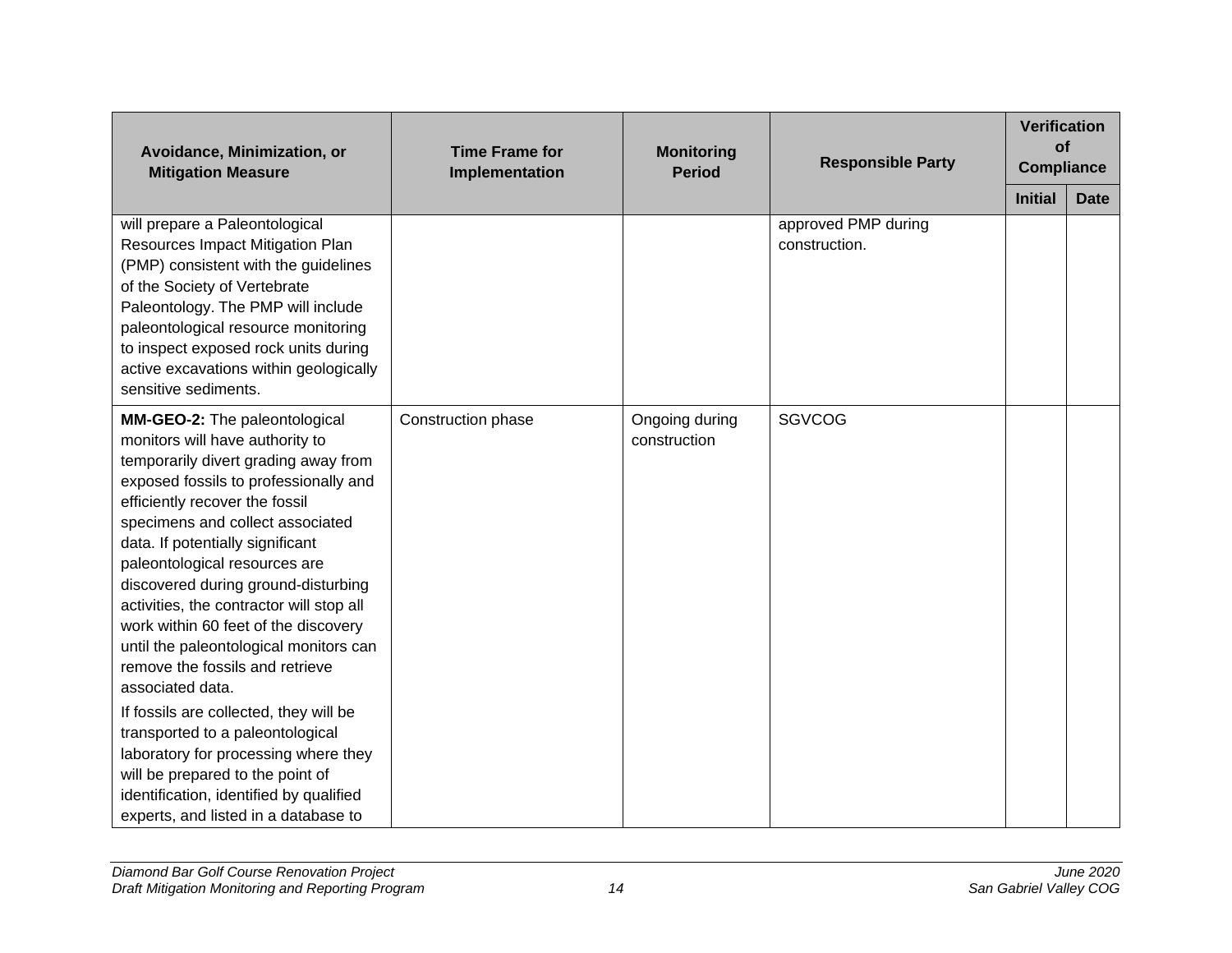| Avoidance, Minimization, or Mitigation Measure | Time Frame for Implementation | Monitoring Period | Responsible Party | Verification of Compliance | |
|---|---|---|---|---|---|
| | | | | Initial | Date |
| will prepare a Paleontological Resources Impact Mitigation Plan (PMP) consistent with the guidelines of the Society of Vertebrate Paleontology. The PMP will include paleontological resource monitoring to inspect exposed rock units during active excavations within geologically sensitive sediments. | | | approved PMP during construction. | | |
| **MM-GEO-2:** The paleontological monitors will have authority to temporarily divert grading away from exposed fossils to professionally and efficiently recover the fossil specimens and collect associated data. If potentially significant paleontological resources are discovered during ground-disturbing activities, the contractor will stop all work within 60 feet of the discovery until the paleontological monitors can remove the fossils and retrieve associated data.<br><br>If fossils are collected, they will be transported to a paleontological laboratory for processing where they will be prepared to the point of identification, identified by qualified experts, and listed in a database to | Construction phase | Ongoing during construction | SGVCOG | | |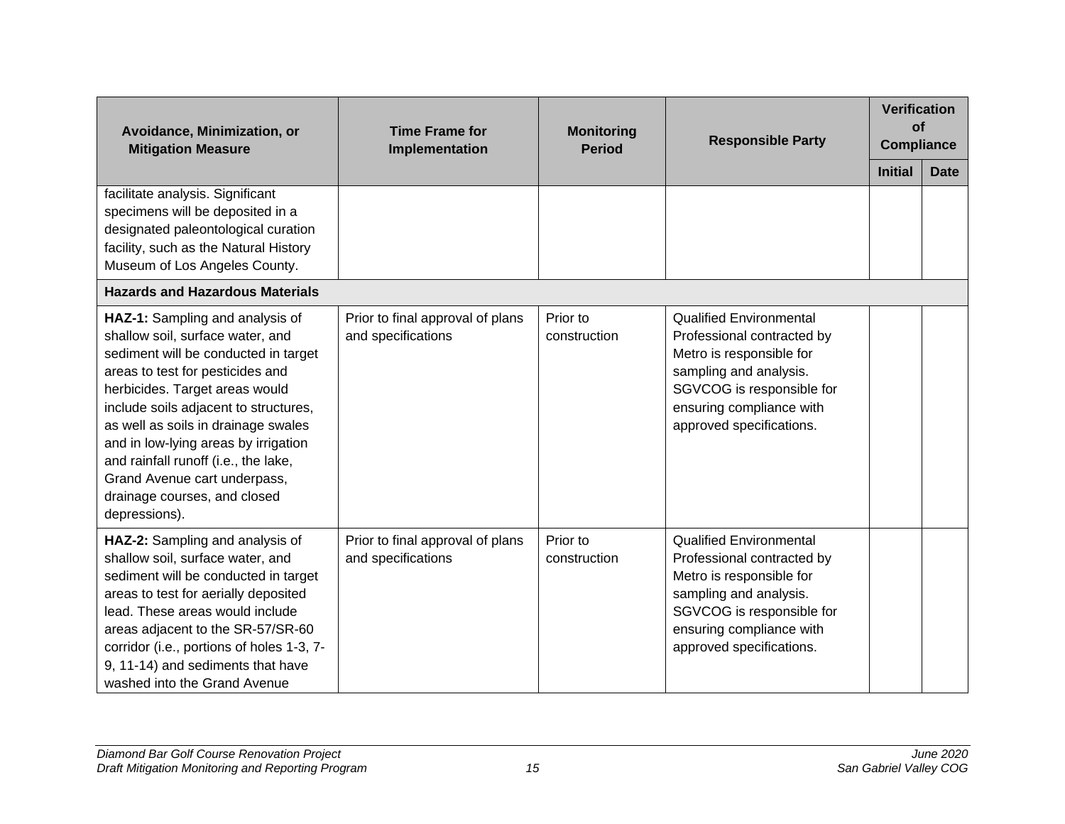| Avoidance, Minimization, or Mitigation Measure | Time Frame for Implementation | Monitoring Period | Responsible Party | Verification of Compliance | |
|---|---|---|---|---|---|
| | | | | Initial | Date |
| facilitate analysis. Significant specimens will be deposited in a designated paleontological curation facility, such as the Natural History Museum of Los Angeles County. | | | | | |
| **Hazards and Hazardous Materials** | | | | | |
| **HAZ-1:** Sampling and analysis of shallow soil, surface water, and sediment will be conducted in target areas to test for pesticides and herbicides. Target areas would include soils adjacent to structures, as well as soils in drainage swales and in low-lying areas by irrigation and rainfall runoff (i.e., the lake, Grand Avenue cart underpass, drainage courses, and closed depressions). | Prior to final approval of plans and specifications | Prior to construction | Qualified Environmental Professional contracted by Metro is responsible for sampling and analysis. SGVCOG is responsible for ensuring compliance with approved specifications. | | |
| **HAZ-2:** Sampling and analysis of shallow soil, surface water, and sediment will be conducted in target areas to test for aerially deposited lead. These areas would include areas adjacent to the SR-57/SR-60 corridor (i.e., portions of holes 1-3, 7-9, 11-14) and sediments that have washed into the Grand Avenue | Prior to final approval of plans and specifications | Prior to construction | Qualified Environmental Professional contracted by Metro is responsible for sampling and analysis. SGVCOG is responsible for ensuring compliance with approved specifications. | | |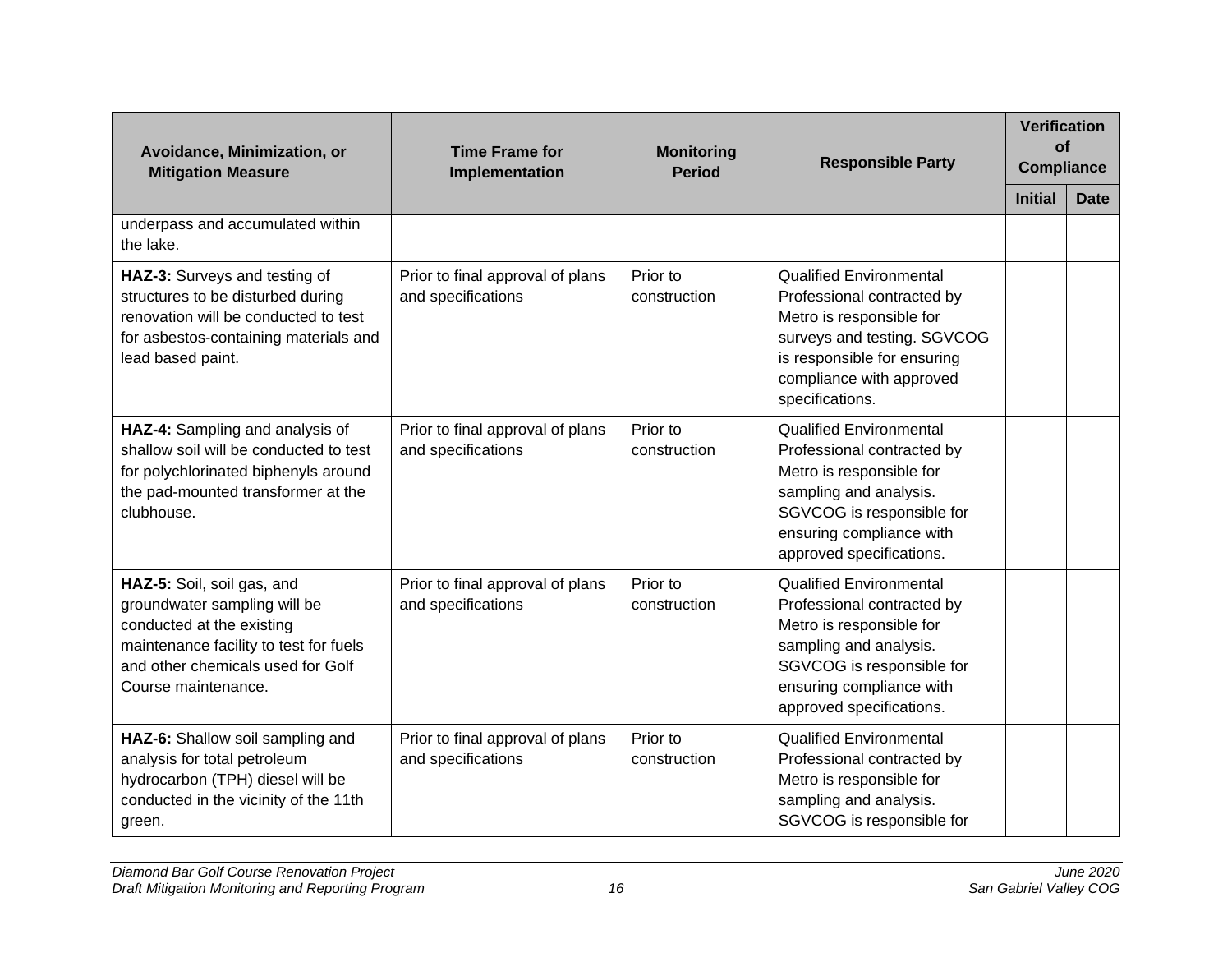| Avoidance, Minimization, or Mitigation Measure | Time Frame for Implementation | Monitoring Period | Responsible Party | Verification of Compliance | |
|---|---|---|---|---|---|
| | | | | Initial | Date |
| underpass and accumulated within the lake. | | | | | |
| **HAZ-3:** Surveys and testing of structures to be disturbed during renovation will be conducted to test for asbestos-containing materials and lead based paint. | Prior to final approval of plans and specifications | Prior to construction | Qualified Environmental Professional contracted by Metro is responsible for surveys and testing. SGVCOG is responsible for ensuring compliance with approved specifications. | | |
| **HAZ-4:** Sampling and analysis of shallow soil will be conducted to test for polychlorinated biphenyls around the pad-mounted transformer at the clubhouse. | Prior to final approval of plans and specifications | Prior to construction | Qualified Environmental Professional contracted by Metro is responsible for sampling and analysis. SGVCOG is responsible for ensuring compliance with approved specifications. | | |
| **HAZ-5:** Soil, soil gas, and groundwater sampling will be conducted at the existing maintenance facility to test for fuels and other chemicals used for Golf Course maintenance. | Prior to final approval of plans and specifications | Prior to construction | Qualified Environmental Professional contracted by Metro is responsible for sampling and analysis. SGVCOG is responsible for ensuring compliance with approved specifications. | | |
| **HAZ-6:** Shallow soil sampling and analysis for total petroleum hydrocarbon (TPH) diesel will be conducted in the vicinity of the 11th green. | Prior to final approval of plans and specifications | Prior to construction | Qualified Environmental Professional contracted by Metro is responsible for sampling and analysis. SGVCOG is responsible for | | |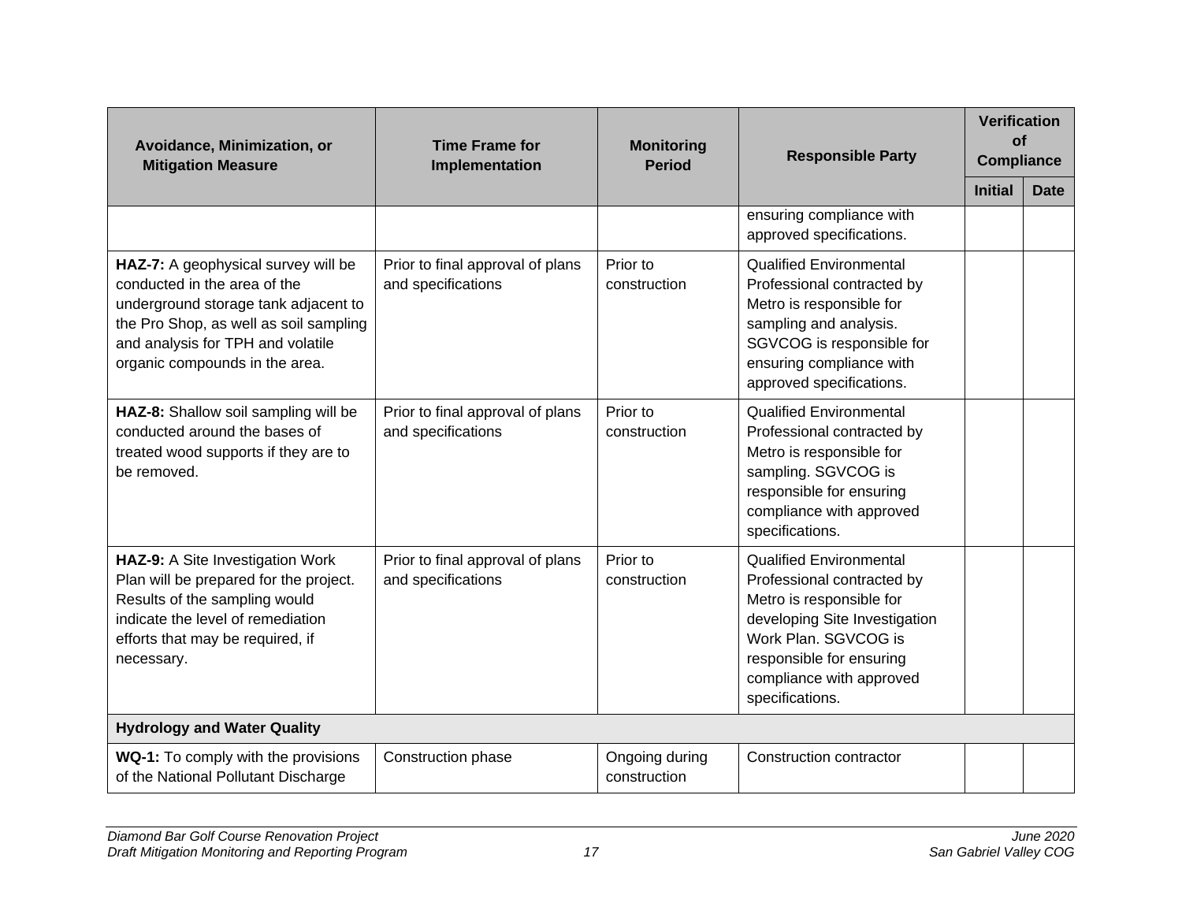| Avoidance, Minimization, or Mitigation Measure | Time Frame for Implementation | Monitoring Period | Responsible Party | Verification of Compliance | |
|---|---|---|---|---|---|
| | | | | Initial | Date |
| | | | ensuring compliance with approved specifications. | | |
| **HAZ-7:** A geophysical survey will be conducted in the area of the underground storage tank adjacent to the Pro Shop, as well as soil sampling and analysis for TPH and volatile organic compounds in the area. | Prior to final approval of plans and specifications | Prior to construction | Qualified Environmental Professional contracted by Metro is responsible for sampling and analysis. SGVCOG is responsible for ensuring compliance with approved specifications. | | |
| **HAZ-8:** Shallow soil sampling will be conducted around the bases of treated wood supports if they are to be removed. | Prior to final approval of plans and specifications | Prior to construction | Qualified Environmental Professional contracted by Metro is responsible for sampling. SGVCOG is responsible for ensuring compliance with approved specifications. | | |
| **HAZ-9:** A Site Investigation Work Plan will be prepared for the project. Results of the sampling would indicate the level of remediation efforts that may be required, if necessary. | Prior to final approval of plans and specifications | Prior to construction | Qualified Environmental Professional contracted by Metro is responsible for developing Site Investigation Work Plan. SGVCOG is responsible for ensuring compliance with approved specifications. | | |
| **Hydrology and Water Quality** | | | | | |
| **WQ-1:** To comply with the provisions of the National Pollutant Discharge | Construction phase | Ongoing during construction | Construction contractor | | |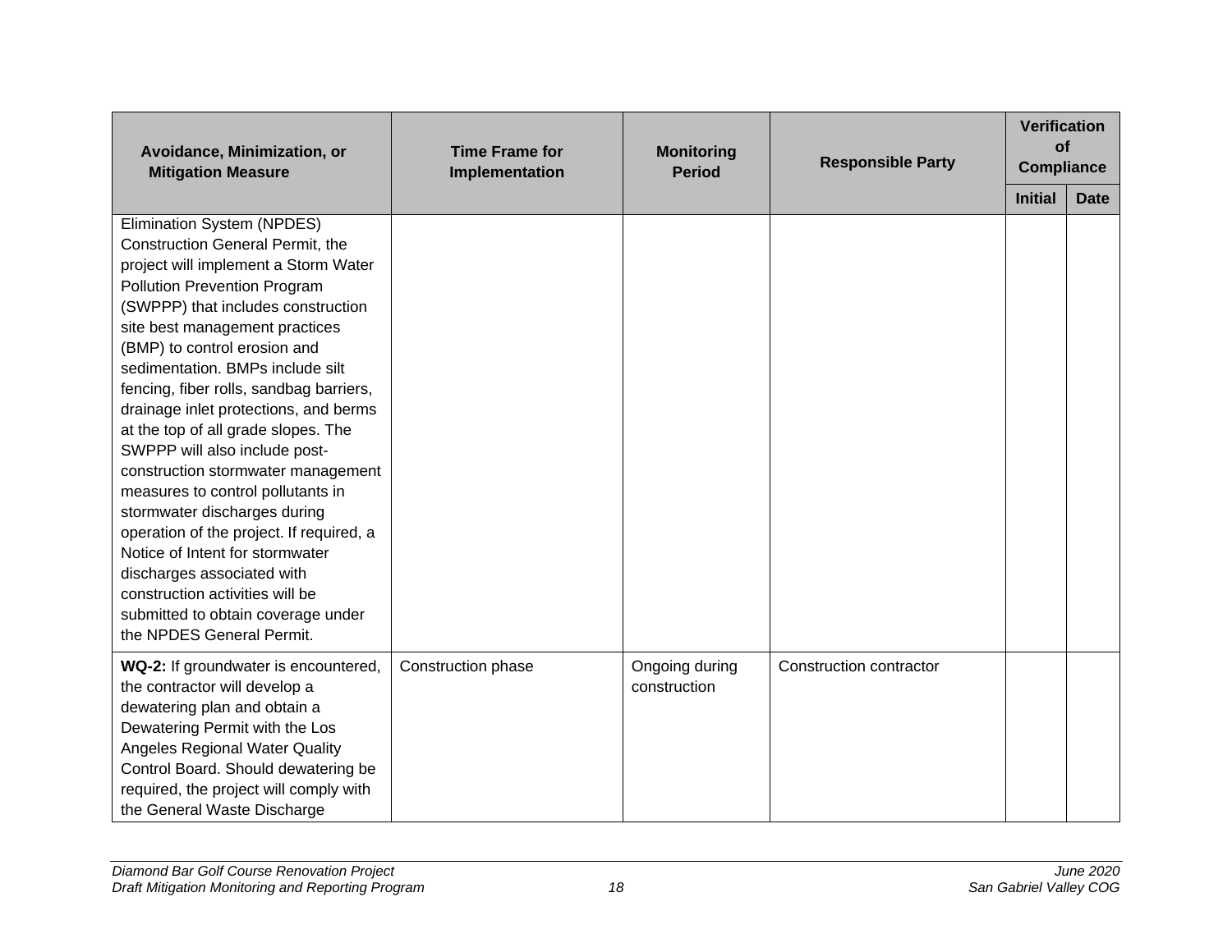| Avoidance, Minimization, or Mitigation Measure | Time Frame for Implementation | Monitoring Period | Responsible Party | Verification of Compliance | |
|---|---|---|---|---|---|
| | | | | Initial | Date |
| Elimination System (NPDES) Construction General Permit, the project will implement a Storm Water Pollution Prevention Program (SWPPP) that includes construction site best management practices (BMP) to control erosion and sedimentation. BMPs include silt fencing, fiber rolls, sandbag barriers, drainage inlet protections, and berms at the top of all grade slopes. The SWPPP will also include post-construction stormwater management measures to control pollutants in stormwater discharges during operation of the project. If required, a Notice of Intent for stormwater discharges associated with construction activities will be submitted to obtain coverage under the NPDES General Permit. | | | | | |
| **WQ-2:** If groundwater is encountered, the contractor will develop a dewatering plan and obtain a Dewatering Permit with the Los Angeles Regional Water Quality Control Board. Should dewatering be required, the project will comply with the General Waste Discharge | Construction phase | Ongoing during construction | Construction contractor | | |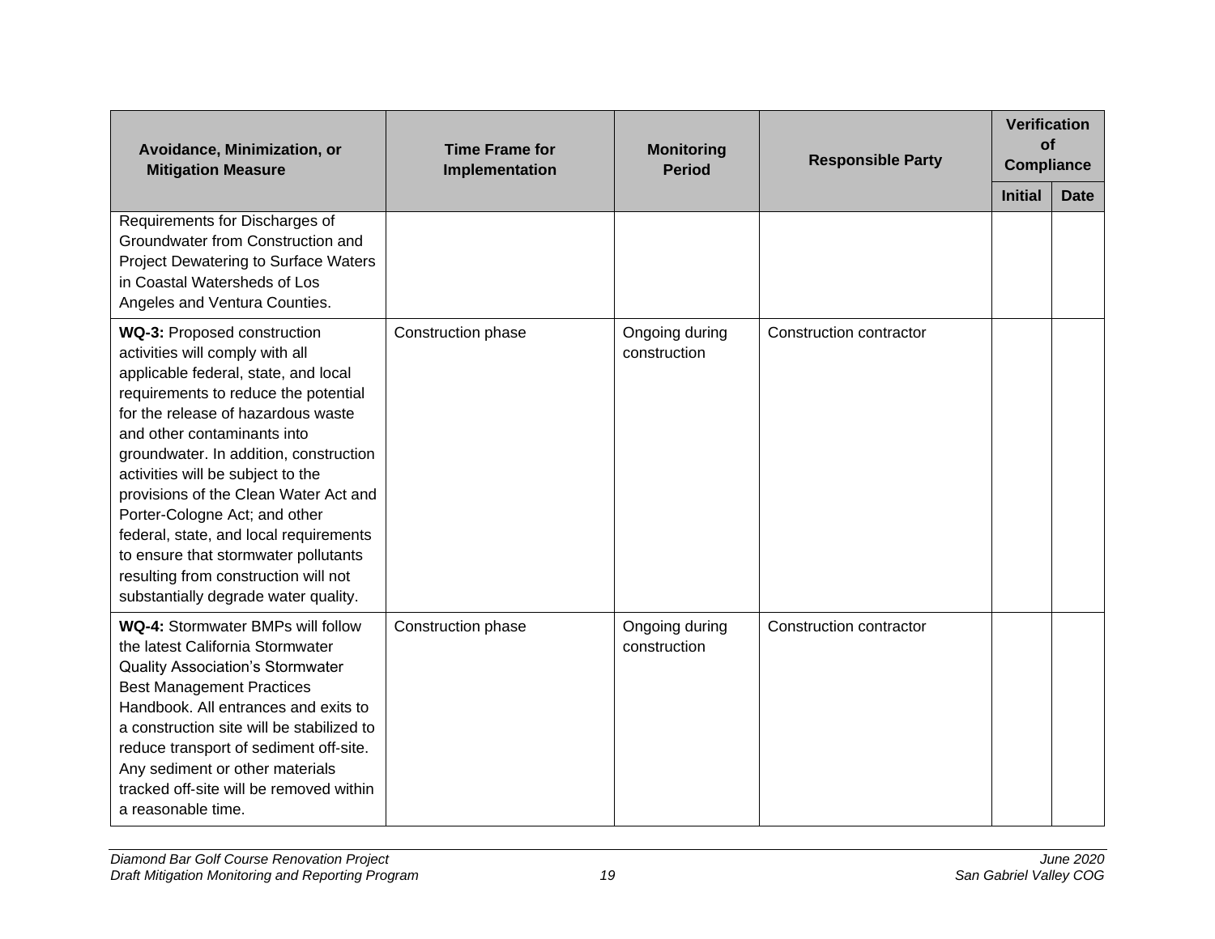| Avoidance, Minimization, or Mitigation Measure | Time Frame for Implementation | Monitoring Period | Responsible Party | Verification of Compliance | |
|---|---|---|---|---|---|
| | | | | **Initial** | **Date** |
| Requirements for Discharges of Groundwater from Construction and Project Dewatering to Surface Waters in Coastal Watersheds of Los Angeles and Ventura Counties. | | | | | |
| **WQ-3:** Proposed construction activities will comply with all applicable federal, state, and local requirements to reduce the potential for the release of hazardous waste and other contaminants into groundwater. In addition, construction activities will be subject to the provisions of the Clean Water Act and Porter-Cologne Act; and other federal, state, and local requirements to ensure that stormwater pollutants resulting from construction will not substantially degrade water quality. | Construction phase | Ongoing during construction | Construction contractor | | |
| **WQ-4:** Stormwater BMPs will follow the latest California Stormwater Quality Association's Stormwater Best Management Practices Handbook. All entrances and exits to a construction site will be stabilized to reduce transport of sediment off-site. Any sediment or other materials tracked off-site will be removed within a reasonable time. | Construction phase | Ongoing during construction | Construction contractor | | |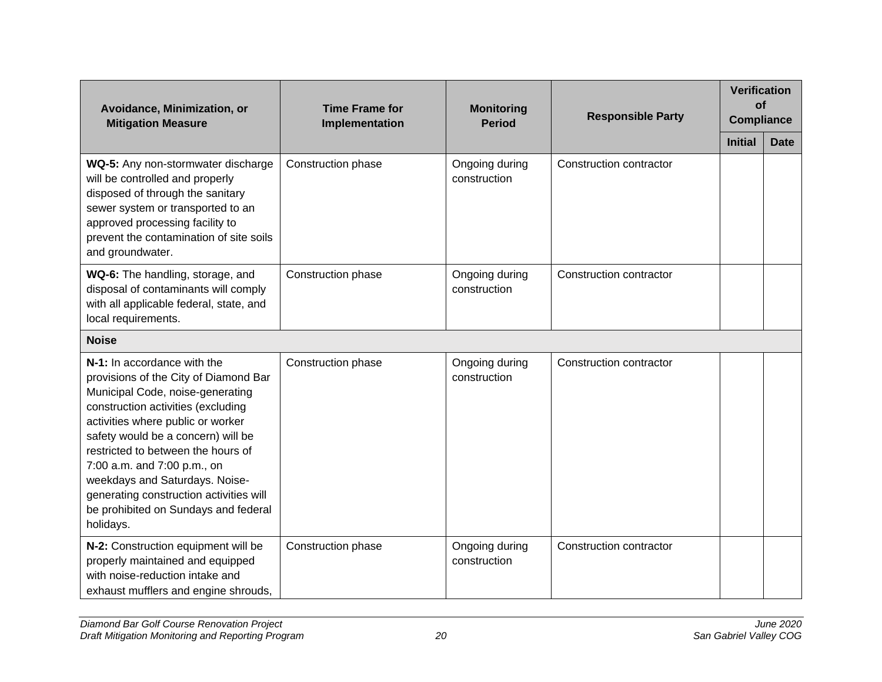| Avoidance, Minimization, or Mitigation Measure | Time Frame for Implementation | Monitoring Period | Responsible Party | Verification of Compliance | |
|---|---|---|---|---|---|
| | | | | **Initial** | **Date** |
| **WQ-5:** Any non-stormwater discharge will be controlled and properly disposed of through the sanitary sewer system or transported to an approved processing facility to prevent the contamination of site soils and groundwater. | Construction phase | Ongoing during construction | Construction contractor | | |
| **WQ-6:** The handling, storage, and disposal of contaminants will comply with all applicable federal, state, and local requirements. | Construction phase | Ongoing during construction | Construction contractor | | |
| **Noise** | | | | | |
| **N-1:** In accordance with the provisions of the City of Diamond Bar Municipal Code, noise-generating construction activities (excluding activities where public or worker safety would be a concern) will be restricted to between the hours of 7:00 a.m. and 7:00 p.m., on weekdays and Saturdays. Noise-generating construction activities will be prohibited on Sundays and federal holidays. | Construction phase | Ongoing during construction | Construction contractor | | |
| **N-2:** Construction equipment will be properly maintained and equipped with noise-reduction intake and exhaust mufflers and engine shrouds, | Construction phase | Ongoing during construction | Construction contractor | | |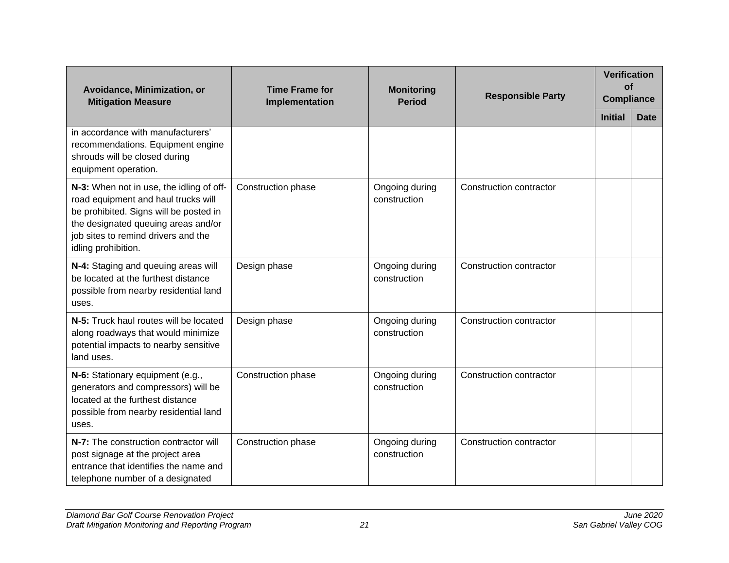| Avoidance, Minimization, or Mitigation Measure | Time Frame for Implementation | Monitoring Period | Responsible Party | Verification of Compliance | |
|---|---|---|---|---|---|
| | | | | Initial | Date |
| in accordance with manufacturers' recommendations. Equipment engine shrouds will be closed during equipment operation. | | | | | |
| **N-3:** When not in use, the idling of off-road equipment and haul trucks will be prohibited. Signs will be posted in the designated queuing areas and/or job sites to remind drivers and the idling prohibition. | Construction phase | Ongoing during construction | Construction contractor | | |
| **N-4:** Staging and queuing areas will be located at the furthest distance possible from nearby residential land uses. | Design phase | Ongoing during construction | Construction contractor | | |
| **N-5:** Truck haul routes will be located along roadways that would minimize potential impacts to nearby sensitive land uses. | Design phase | Ongoing during construction | Construction contractor | | |
| **N-6:** Stationary equipment (e.g., generators and compressors) will be located at the furthest distance possible from nearby residential land uses. | Construction phase | Ongoing during construction | Construction contractor | | |
| **N-7:** The construction contractor will post signage at the project area entrance that identifies the name and telephone number of a designated | Construction phase | Ongoing during construction | Construction contractor | | |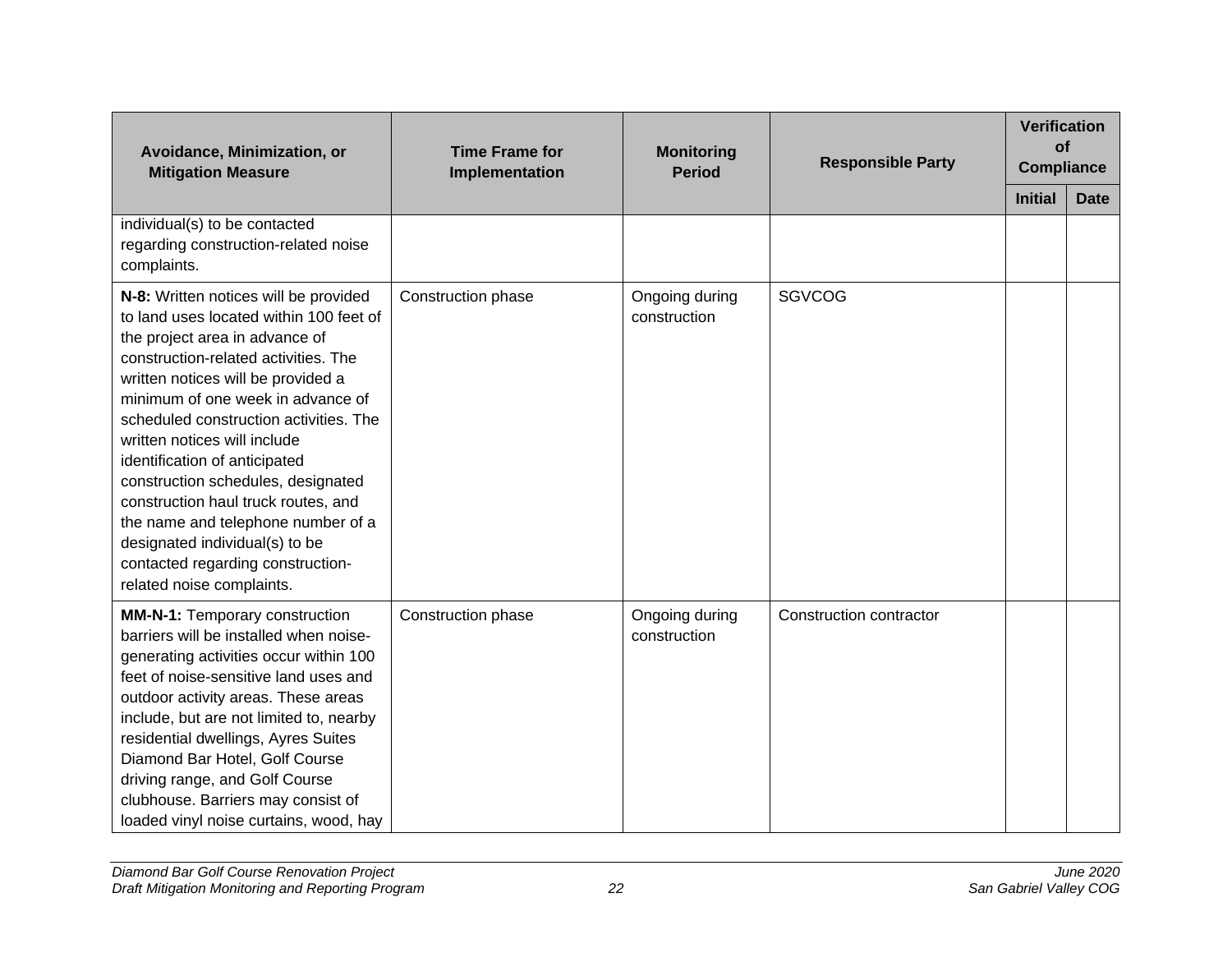| Avoidance, Minimization, or Mitigation Measure | Time Frame for Implementation | Monitoring Period | Responsible Party | Verification of Compliance | |
|---|---|---|---|---|---|
| | | | | Initial | Date |
| individual(s) to be contacted regarding construction-related noise complaints. | | | | | |
| **N-8:** Written notices will be provided to land uses located within 100 feet of the project area in advance of construction-related activities. The written notices will be provided a minimum of one week in advance of scheduled construction activities. The written notices will include identification of anticipated construction schedules, designated construction haul truck routes, and the name and telephone number of a designated individual(s) to be contacted regarding construction-related noise complaints. | Construction phase | Ongoing during construction | SGVCOG | | |
| **MM-N-1:** Temporary construction barriers will be installed when noise-generating activities occur within 100 feet of noise-sensitive land uses and outdoor activity areas. These areas include, but are not limited to, nearby residential dwellings, Ayres Suites Diamond Bar Hotel, Golf Course driving range, and Golf Course clubhouse. Barriers may consist of loaded vinyl noise curtains, wood, hay | Construction phase | Ongoing during construction | Construction contractor | | |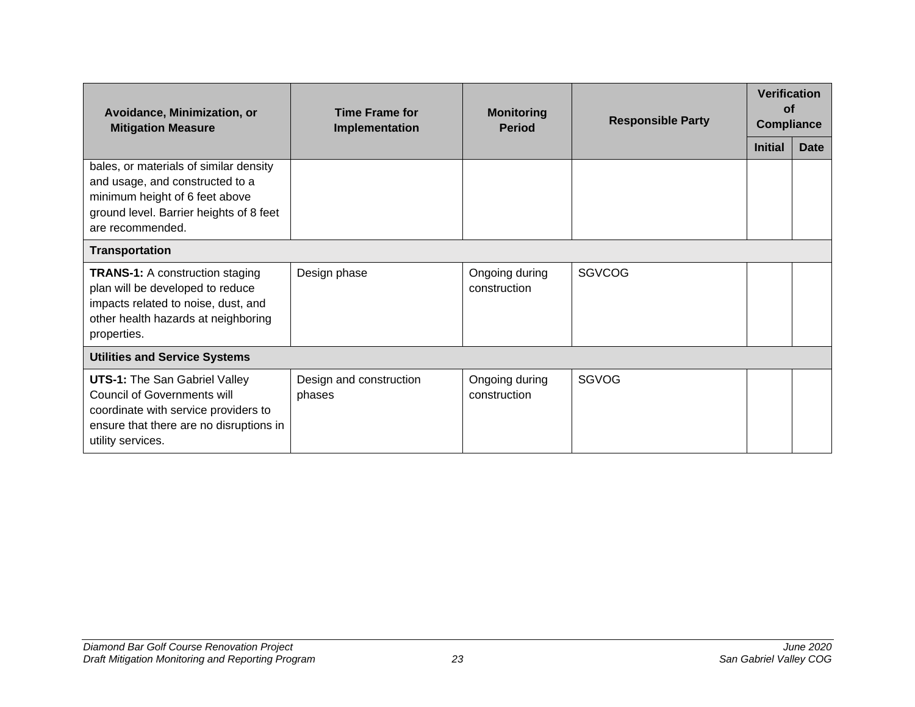| Avoidance, Minimization, or Mitigation Measure | Time Frame for Implementation | Monitoring Period | Responsible Party | Verification of Compliance | |
|---|---|---|---|---|---|
| | | | | Initial | Date |
| bales, or materials of similar density and usage, and constructed to a minimum height of 6 feet above ground level. Barrier heights of 8 feet are recommended. | | | | | |
| **Transportation** | | | | | |
| **TRANS-1:** A construction staging plan will be developed to reduce impacts related to noise, dust, and other health hazards at neighboring properties. | Design phase | Ongoing during construction | SGVCOG | | |
| **Utilities and Service Systems** | | | | | |
| **UTS-1:** The San Gabriel Valley Council of Governments will coordinate with service providers to ensure that there are no disruptions in utility services. | Design and construction phases | Ongoing during construction | SGVOG | | |